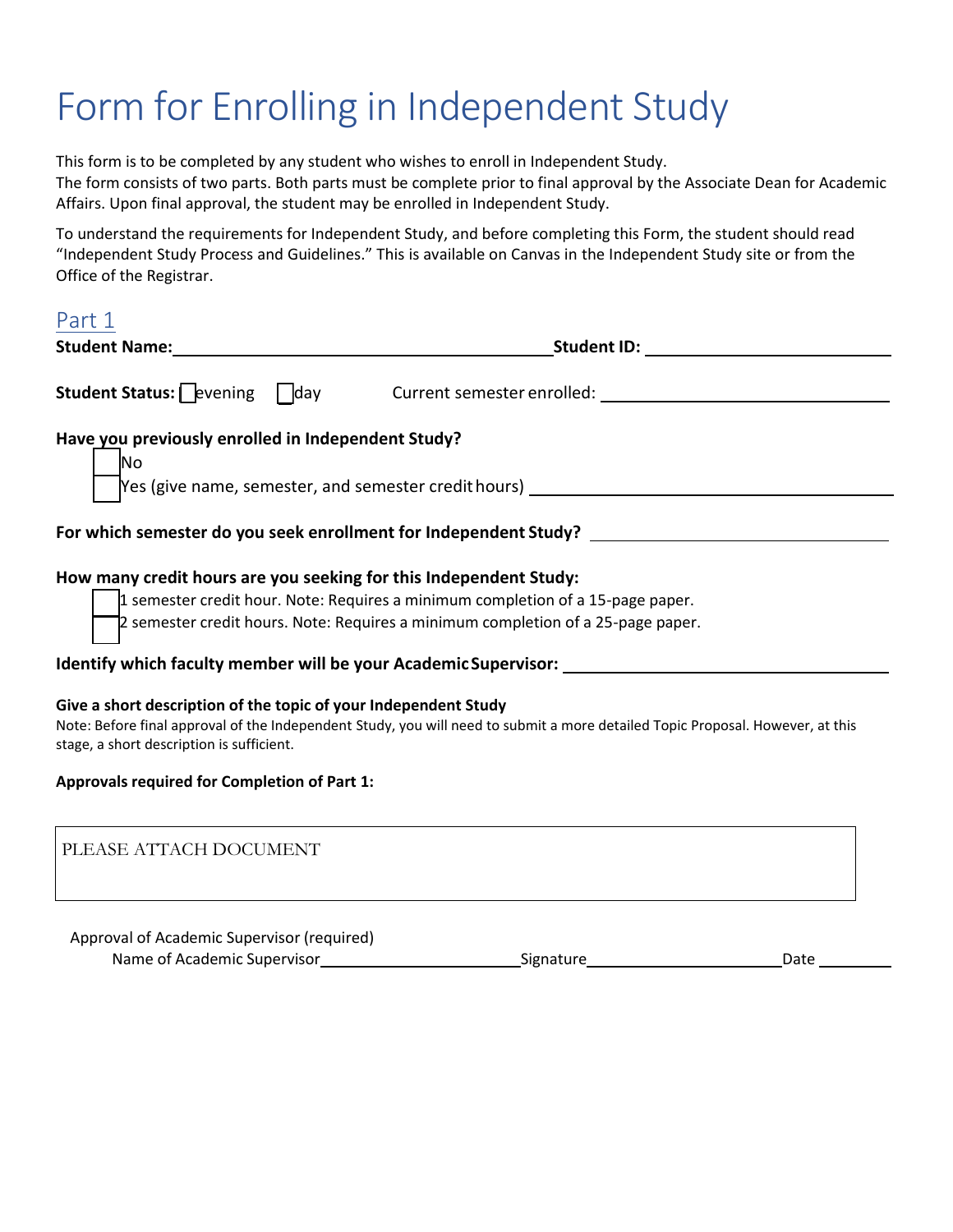# Form for Enrolling in Independent Study

This form is to be completed by any student who wishes to enroll in Independent Study.
The form consists of two parts. Both parts must be complete prior to final approval by the Associate Dean for Academic Affairs. Upon final approval, the student may be enrolled in Independent Study.

To understand the requirements for Independent Study, and before completing this Form, the student should read "Independent Study Process and Guidelines." This is available on Canvas in the Independent Study site or from the Office of the Registrar.

## Part 1

**Student Name:** ______________________________ **Student ID:** ____________________

**Student Status:** ☐ evening ☐ day Current semester enrolled: ____________________

**Have you previously enrolled in Independent Study?**

☐ No
☐ Yes (give name, semester, and semester credit hours) ____________________

**For which semester do you seek enrollment for Independent Study?** ____________________

**How many credit hours are you seeking for this Independent Study:**

☐ 1 semester credit hour. Note: Requires a minimum completion of a 15-page paper.
☐ 2 semester credit hours. Note: Requires a minimum completion of a 25-page paper.

**Identify which faculty member will be your Academic Supervisor:** ____________________

**Give a short description of the topic of your Independent Study**

Note: Before final approval of the Independent Study, you will need to submit a more detailed Topic Proposal. However, at this stage, a short description is sufficient.

**Approvals required for Completion of Part 1:**

| PLEASE ATTACH DOCUMENT |
|---|

Approval of Academic Supervisor (required)

Name of Academic Supervisor ____________________ Signature ____________________ Date __________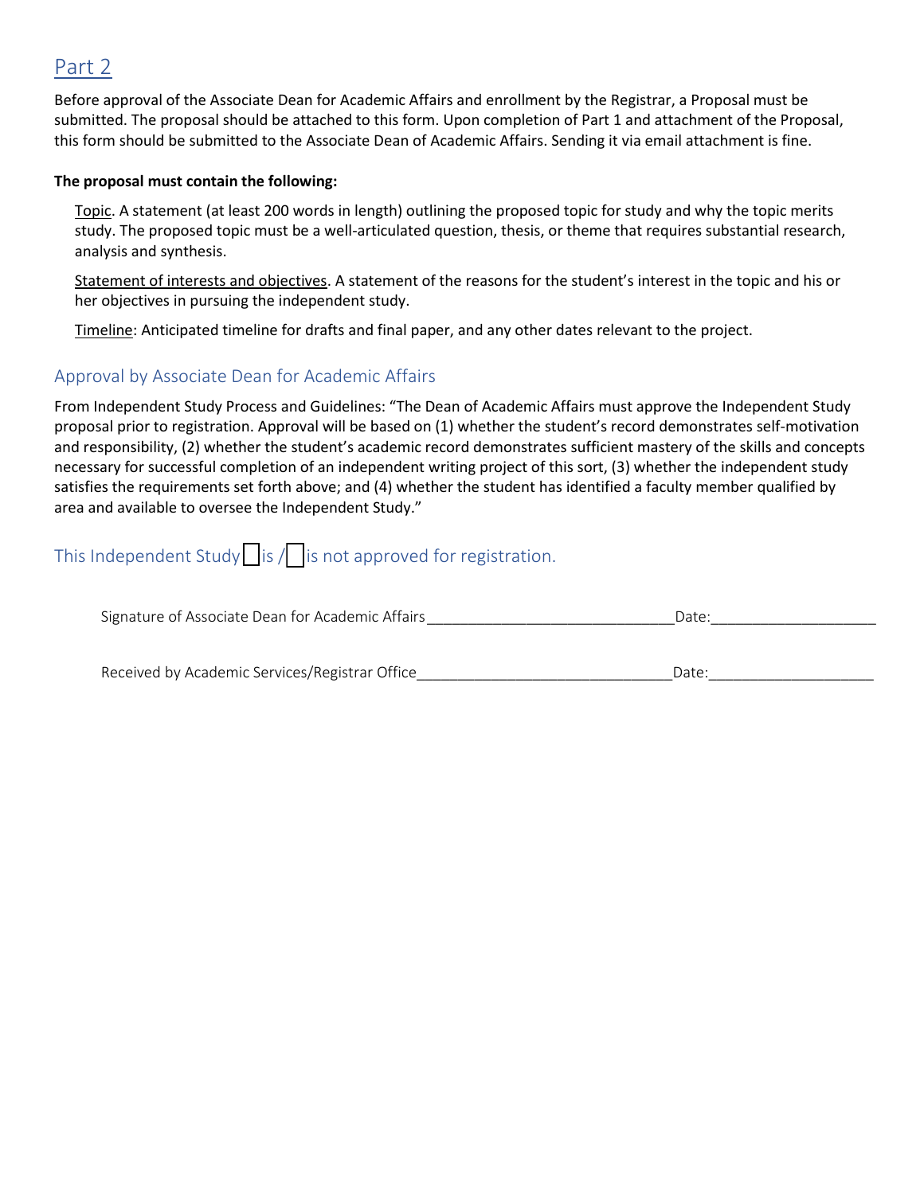## Part 2

Before approval of the Associate Dean for Academic Affairs and enrollment by the Registrar, a Proposal must be submitted. The proposal should be attached to this form. Upon completion of Part 1 and attachment of the Proposal, this form should be submitted to the Associate Dean of Academic Affairs. Sending it via email attachment is fine.

**The proposal must contain the following:**

Topic. A statement (at least 200 words in length) outlining the proposed topic for study and why the topic merits study. The proposed topic must be a well-articulated question, thesis, or theme that requires substantial research, analysis and synthesis.

Statement of interests and objectives. A statement of the reasons for the student's interest in the topic and his or her objectives in pursuing the independent study.

Timeline: Anticipated timeline for drafts and final paper, and any other dates relevant to the project.

### Approval by Associate Dean for Academic Affairs

From Independent Study Process and Guidelines: "The Dean of Academic Affairs must approve the Independent Study proposal prior to registration. Approval will be based on (1) whether the student's record demonstrates self-motivation and responsibility, (2) whether the student's academic record demonstrates sufficient mastery of the skills and concepts necessary for successful completion of an independent writing project of this sort, (3) whether the independent study satisfies the requirements set forth above; and (4) whether the student has identified a faculty member qualified by area and available to oversee the Independent Study."

### This Independent Study ☐ is / ☐ is not approved for registration.

Signature of Associate Dean for Academic Affairs______________________________Date:____________________

Received by Academic Services/Registrar Office_______________________________Date:____________________